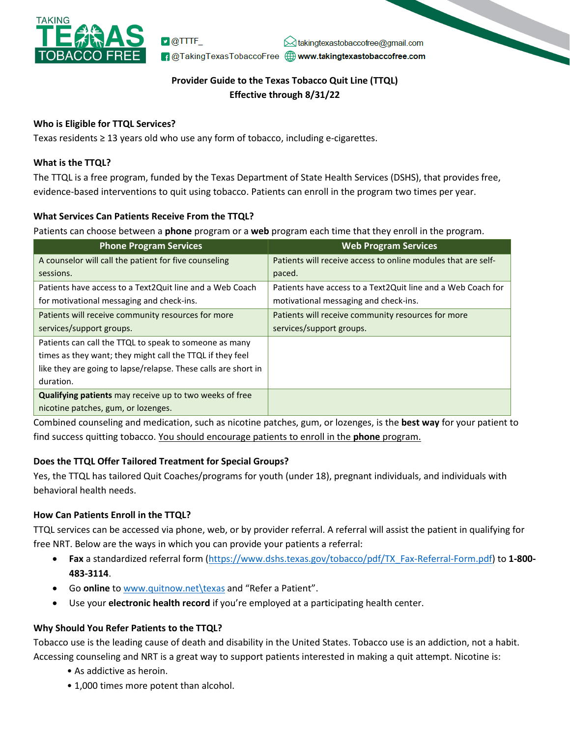TAKING TEXAS TOBACCO FREE

@TTTF_ | @TakingTexasTobaccoFree | takingtexastobaccofree@gmail.com | www.takingtexastobaccofree.com

**Provider Guide to the Texas Tobacco Quit Line (TTQL)**
**Effective through 8/31/22**

### Who is Eligible for TTQL Services?

Texas residents ≥ 13 years old who use any form of tobacco, including e-cigarettes.

### What is the TTQL?

The TTQL is a free program, funded by the Texas Department of State Health Services (DSHS), that provides free, evidence-based interventions to quit using tobacco. Patients can enroll in the program two times per year.

### What Services Can Patients Receive From the TTQL?

Patients can choose between a **phone** program or a **web** program each time that they enroll in the program.

| Phone Program Services | Web Program Services |
|---|---|
| A counselor will call the patient for five counseling sessions. | Patients will receive access to online modules that are self-paced. |
| Patients have access to a Text2Quit line and a Web Coach for motivational messaging and check-ins. | Patients have access to a Text2Quit line and a Web Coach for motivational messaging and check-ins. |
| Patients will receive community resources for more services/support groups. | Patients will receive community resources for more services/support groups. |
| Patients can call the TTQL to speak to someone as many times as they want; they might call the TTQL if they feel like they are going to lapse/relapse. These calls are short in duration. | |
| **Qualifying patients** may receive up to two weeks of free nicotine patches, gum, or lozenges. | |

Combined counseling and medication, such as nicotine patches, gum, or lozenges, is the **best way** for your patient to find success quitting tobacco. You should encourage patients to enroll in the **phone** program.

### Does the TTQL Offer Tailored Treatment for Special Groups?

Yes, the TTQL has tailored Quit Coaches/programs for youth (under 18), pregnant individuals, and individuals with behavioral health needs.

### How Can Patients Enroll in the TTQL?

TTQL services can be accessed via phone, web, or by provider referral. A referral will assist the patient in qualifying for free NRT. Below are the ways in which you can provide your patients a referral:

- **Fax** a standardized referral form (https://www.dshs.texas.gov/tobacco/pdf/TX_Fax-Referral-Form.pdf) to **1-800-483-3114**.
- Go **online** to www.quitnow.net\texas and "Refer a Patient".
- Use your **electronic health record** if you're employed at a participating health center.

### Why Should You Refer Patients to the TTQL?

Tobacco use is the leading cause of death and disability in the United States. Tobacco use is an addiction, not a habit. Accessing counseling and NRT is a great way to support patients interested in making a quit attempt. Nicotine is:

- As addictive as heroin.
- 1,000 times more potent than alcohol.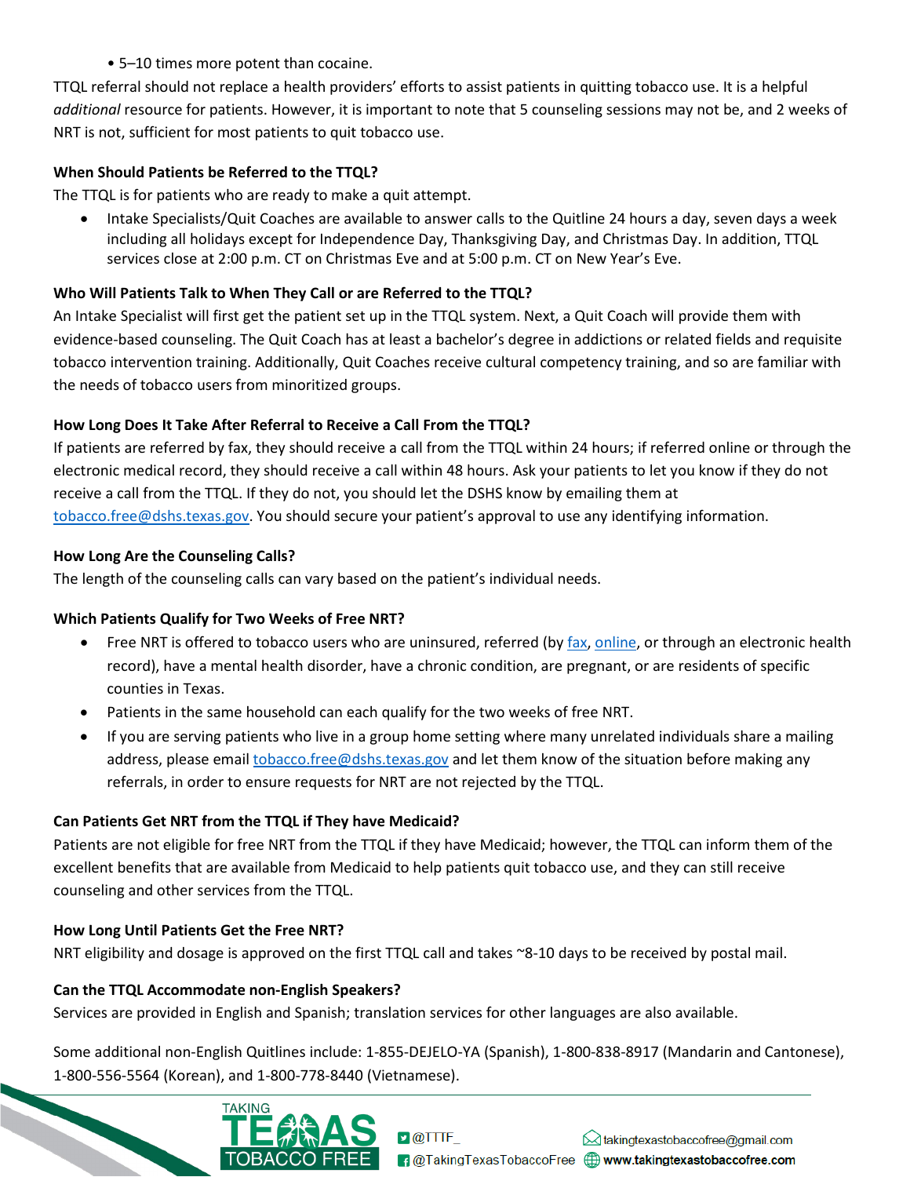- 5–10 times more potent than cocaine.

TTQL referral should not replace a health providers' efforts to assist patients in quitting tobacco use. It is a helpful *additional* resource for patients. However, it is important to note that 5 counseling sessions may not be, and 2 weeks of NRT is not, sufficient for most patients to quit tobacco use.

**When Should Patients be Referred to the TTQL?**

The TTQL is for patients who are ready to make a quit attempt.

- Intake Specialists/Quit Coaches are available to answer calls to the Quitline 24 hours a day, seven days a week including all holidays except for Independence Day, Thanksgiving Day, and Christmas Day. In addition, TTQL services close at 2:00 p.m. CT on Christmas Eve and at 5:00 p.m. CT on New Year's Eve.

**Who Will Patients Talk to When They Call or are Referred to the TTQL?**

An Intake Specialist will first get the patient set up in the TTQL system. Next, a Quit Coach will provide them with evidence-based counseling. The Quit Coach has at least a bachelor's degree in addictions or related fields and requisite tobacco intervention training. Additionally, Quit Coaches receive cultural competency training, and so are familiar with the needs of tobacco users from minoritized groups.

**How Long Does It Take After Referral to Receive a Call From the TTQL?**

If patients are referred by fax, they should receive a call from the TTQL within 24 hours; if referred online or through the electronic medical record, they should receive a call within 48 hours. Ask your patients to let you know if they do not receive a call from the TTQL. If they do not, you should let the DSHS know by emailing them at tobacco.free@dshs.texas.gov. You should secure your patient's approval to use any identifying information.

**How Long Are the Counseling Calls?**

The length of the counseling calls can vary based on the patient's individual needs.

**Which Patients Qualify for Two Weeks of Free NRT?**

- Free NRT is offered to tobacco users who are uninsured, referred (by fax, online, or through an electronic health record), have a mental health disorder, have a chronic condition, are pregnant, or are residents of specific counties in Texas.
- Patients in the same household can each qualify for the two weeks of free NRT.
- If you are serving patients who live in a group home setting where many unrelated individuals share a mailing address, please email tobacco.free@dshs.texas.gov and let them know of the situation before making any referrals, in order to ensure requests for NRT are not rejected by the TTQL.

**Can Patients Get NRT from the TTQL if They have Medicaid?**

Patients are not eligible for free NRT from the TTQL if they have Medicaid; however, the TTQL can inform them of the excellent benefits that are available from Medicaid to help patients quit tobacco use, and they can still receive counseling and other services from the TTQL.

**How Long Until Patients Get the Free NRT?**

NRT eligibility and dosage is approved on the first TTQL call and takes ~8-10 days to be received by postal mail.

**Can the TTQL Accommodate non-English Speakers?**

Services are provided in English and Spanish; translation services for other languages are also available.

Some additional non-English Quitlines include: 1-855-DEJELO-YA (Spanish), 1-800-838-8917 (Mandarin and Cantonese), 1-800-556-5564 (Korean), and 1-800-778-8440 (Vietnamese).